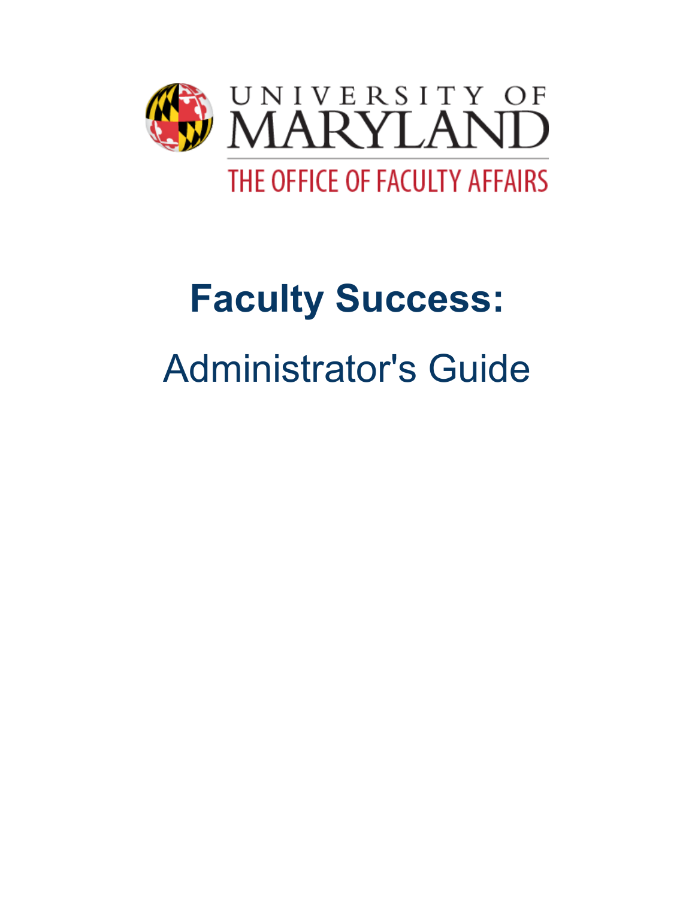UNIVERSITY OF MARYLAND

THE OFFICE OF FACULTY AFFAIRS

# Faculty Success:

## Administrator's Guide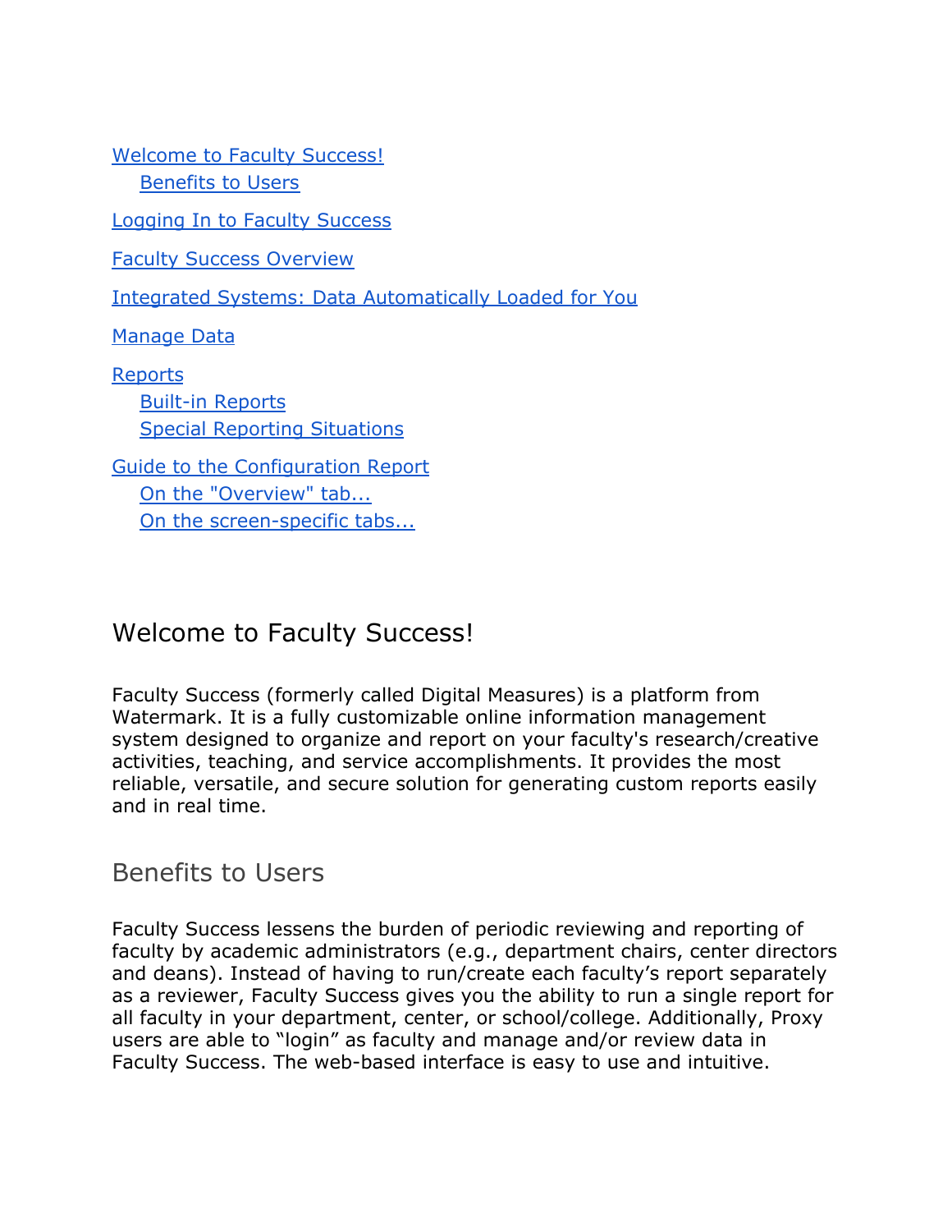[Welcome to Faculty Success!](#)
- [Benefits to Users](#)

[Logging In to Faculty Success](#)

[Faculty Success Overview](#)

[Integrated Systems: Data Automatically Loaded for You](#)

[Manage Data](#)

[Reports](#)
- [Built-in Reports](#)
- [Special Reporting Situations](#)

[Guide to the Configuration Report](#)
- [On the "Overview" tab...](#)
- [On the screen-specific tabs...](#)

# Welcome to Faculty Success!

Faculty Success (formerly called Digital Measures) is a platform from Watermark. It is a fully customizable online information management system designed to organize and report on your faculty's research/creative activities, teaching, and service accomplishments. It provides the most reliable, versatile, and secure solution for generating custom reports easily and in real time.

## Benefits to Users

Faculty Success lessens the burden of periodic reviewing and reporting of faculty by academic administrators (e.g., department chairs, center directors and deans). Instead of having to run/create each faculty's report separately as a reviewer, Faculty Success gives you the ability to run a single report for all faculty in your department, center, or school/college. Additionally, Proxy users are able to "login" as faculty and manage and/or review data in Faculty Success. The web-based interface is easy to use and intuitive.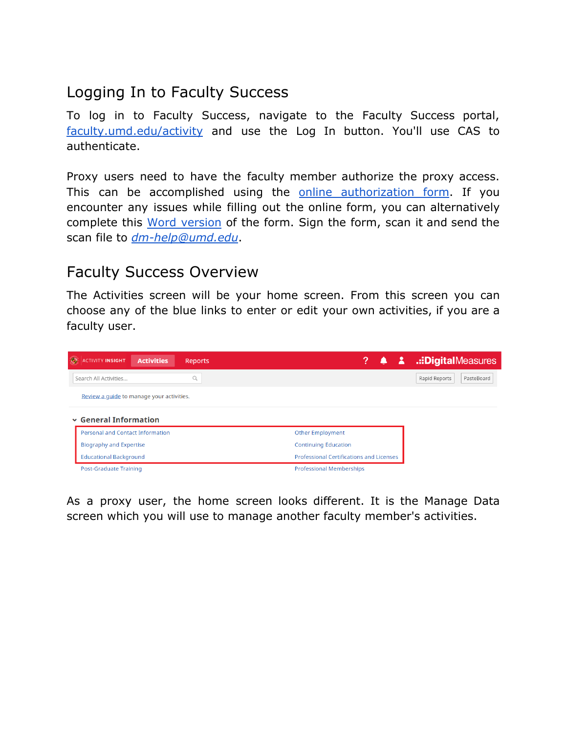## Logging In to Faculty Success

To log in to Faculty Success, navigate to the Faculty Success portal, [faculty.umd.edu/activity](faculty.umd.edu/activity) and use the Log In button. You'll use CAS to authenticate.

Proxy users need to have the faculty member authorize the proxy access. This can be accomplished using the online authorization form. If you encounter any issues while filling out the online form, you can alternatively complete this Word version of the form. Sign the form, scan it and send the scan file to *dm-help@umd.edu*.

## Faculty Success Overview

The Activities screen will be your home screen. From this screen you can choose any of the blue links to enter or edit your own activities, if you are a faculty user.

As a proxy user, the home screen looks different. It is the Manage Data screen which you will use to manage another faculty member's activities.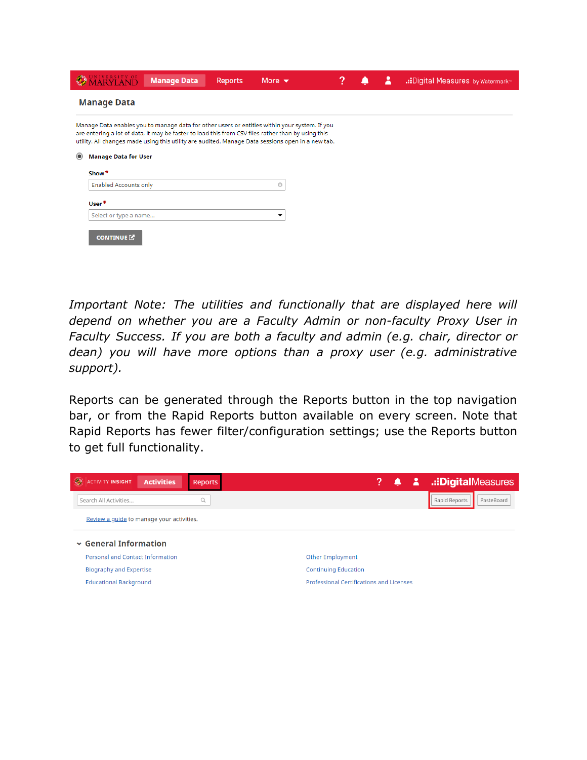Manage Data

Manage Data enables you to manage data for other users or entities within your system. If you are entering a lot of data, it may be faster to load this from CSV files rather than by using this utility. All changes made using this utility are audited. Manage Data sessions open in a new tab.

Manage Data for User

Show *

Enabled Accounts only

User *

Select or type a name...

CONTINUE

*Important Note: The utilities and functionally that are displayed here will depend on whether you are a Faculty Admin or non-faculty Proxy User in Faculty Success. If you are both a faculty and admin (e.g. chair, director or dean) you will have more options than a proxy user (e.g. administrative support).*

Reports can be generated through the Reports button in the top navigation bar, or from the Rapid Reports button available on every screen. Note that Rapid Reports has fewer filter/configuration settings; use the Reports button to get full functionality.

Search All Activities...

Rapid Reports | PasteBoard

Review a guide to manage your activities.

General Information

- Personal and Contact Information
- Biography and Expertise
- Educational Background
- Other Employment
- Continuing Education
- Professional Certifications and Licenses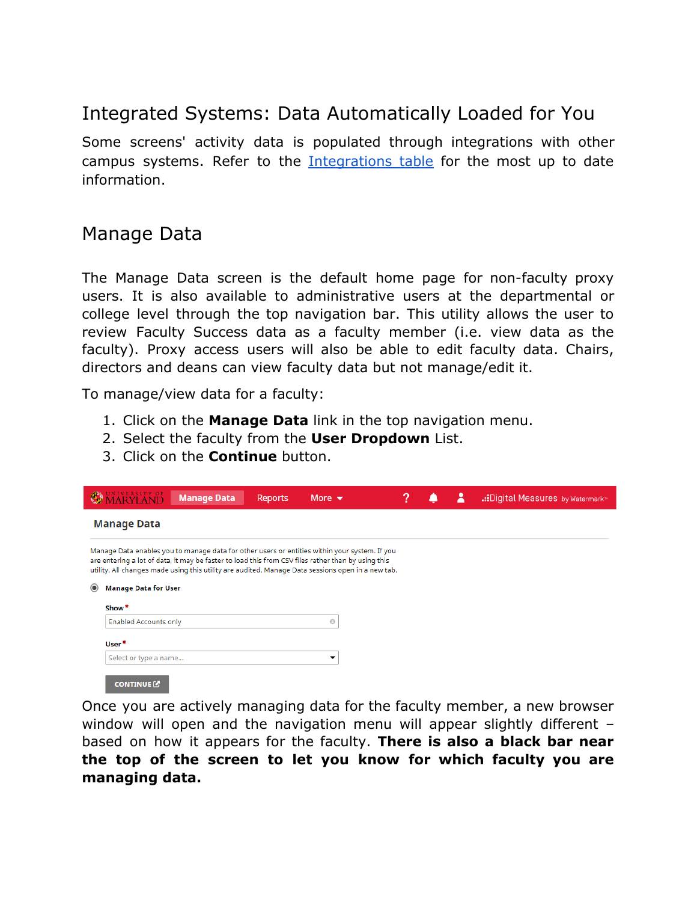## Integrated Systems: Data Automatically Loaded for You

Some screens' activity data is populated through integrations with other campus systems. Refer to the Integrations table for the most up to date information.

## Manage Data

The Manage Data screen is the default home page for non-faculty proxy users. It is also available to administrative users at the departmental or college level through the top navigation bar. This utility allows the user to review Faculty Success data as a faculty member (i.e. view data as the faculty). Proxy access users will also be able to edit faculty data. Chairs, directors and deans can view faculty data but not manage/edit it.

To manage/view data for a faculty:

1. Click on the **Manage Data** link in the top navigation menu.
2. Select the faculty from the **User Dropdown** List.
3. Click on the **Continue** button.

Once you are actively managing data for the faculty member, a new browser window will open and the navigation menu will appear slightly different – based on how it appears for the faculty. **There is also a black bar near the top of the screen to let you know for which faculty you are managing data.**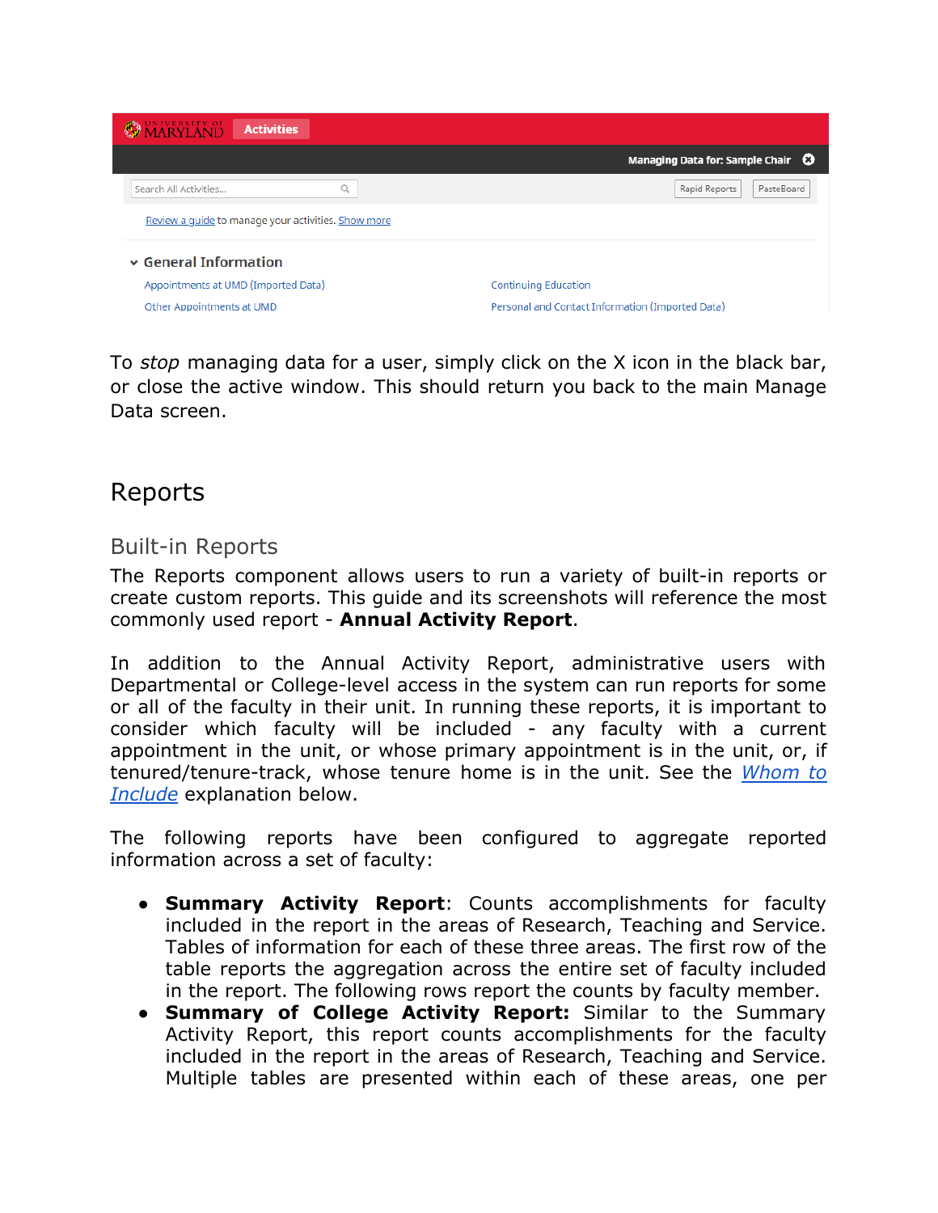To *stop* managing data for a user, simply click on the X icon in the black bar, or close the active window. This should return you back to the main Manage Data screen.

## Reports

### Built-in Reports

The Reports component allows users to run a variety of built-in reports or create custom reports. This guide and its screenshots will reference the most commonly used report - **Annual Activity Report**.

In addition to the Annual Activity Report, administrative users with Departmental or College-level access in the system can run reports for some or all of the faculty in their unit. In running these reports, it is important to consider which faculty will be included - any faculty with a current appointment in the unit, or whose primary appointment is in the unit, or, if tenured/tenure-track, whose tenure home is in the unit. See the *Whom to Include* explanation below.

The following reports have been configured to aggregate reported information across a set of faculty:

- **Summary Activity Report**: Counts accomplishments for faculty included in the report in the areas of Research, Teaching and Service. Tables of information for each of these three areas. The first row of the table reports the aggregation across the entire set of faculty included in the report. The following rows report the counts by faculty member.
- **Summary of College Activity Report:** Similar to the Summary Activity Report, this report counts accomplishments for the faculty included in the report in the areas of Research, Teaching and Service. Multiple tables are presented within each of these areas, one per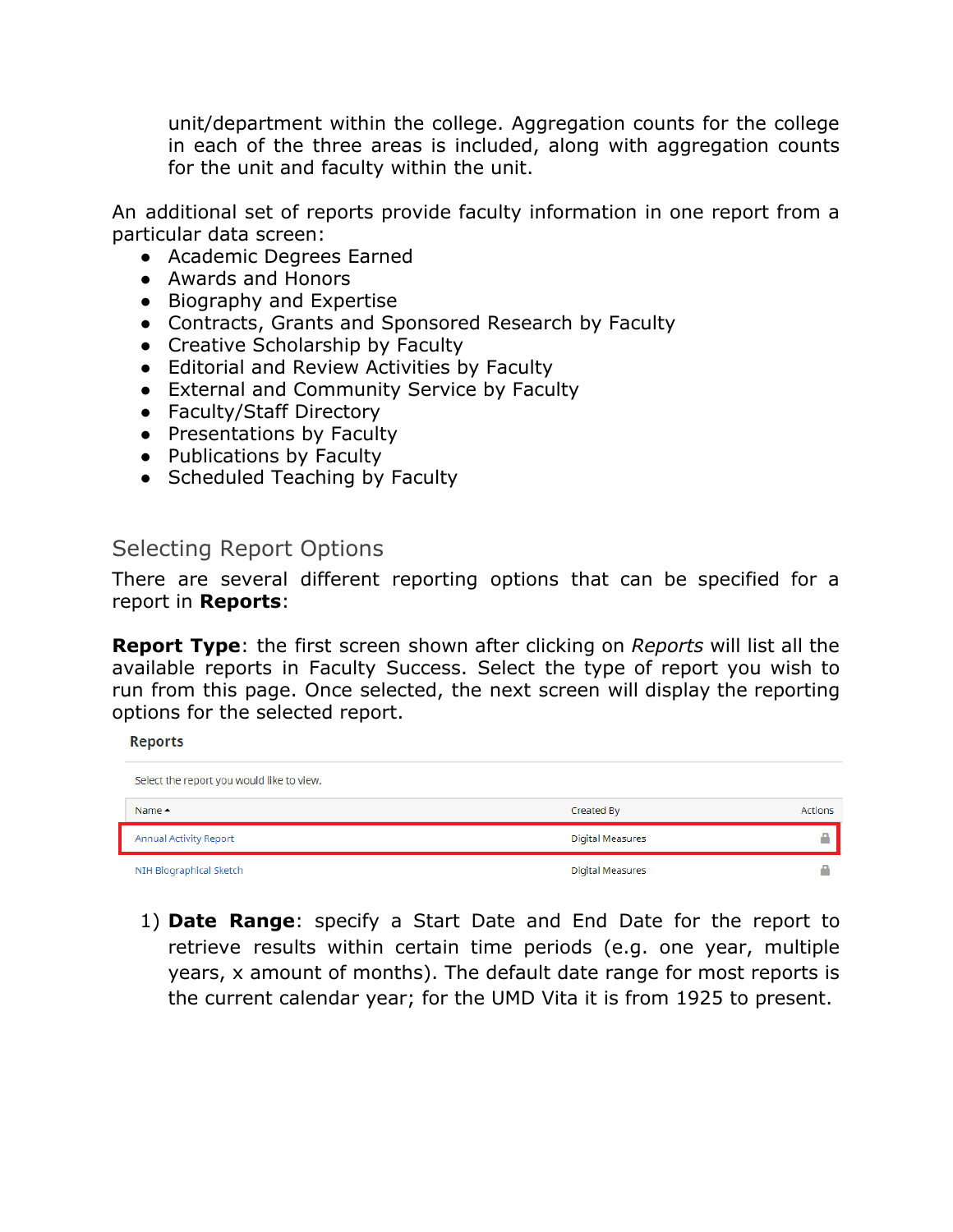unit/department within the college. Aggregation counts for the college in each of the three areas is included, along with aggregation counts for the unit and faculty within the unit.

An additional set of reports provide faculty information in one report from a particular data screen:

- Academic Degrees Earned
- Awards and Honors
- Biography and Expertise
- Contracts, Grants and Sponsored Research by Faculty
- Creative Scholarship by Faculty
- Editorial and Review Activities by Faculty
- External and Community Service by Faculty
- Faculty/Staff Directory
- Presentations by Faculty
- Publications by Faculty
- Scheduled Teaching by Faculty

## Selecting Report Options

There are several different reporting options that can be specified for a report in **Reports**:

**Report Type**: the first screen shown after clicking on *Reports* will list all the available reports in Faculty Success. Select the type of report you wish to run from this page. Once selected, the next screen will display the reporting options for the selected report.

**Reports**

Select the report you would like to view.

| Name ▲ | Created By | Actions |
|---|---|---|
| Annual Activity Report | Digital Measures | |
| NIH Biographical Sketch | Digital Measures | |

1) **Date Range**: specify a Start Date and End Date for the report to retrieve results within certain time periods (e.g. one year, multiple years, x amount of months). The default date range for most reports is the current calendar year; for the UMD Vita it is from 1925 to present.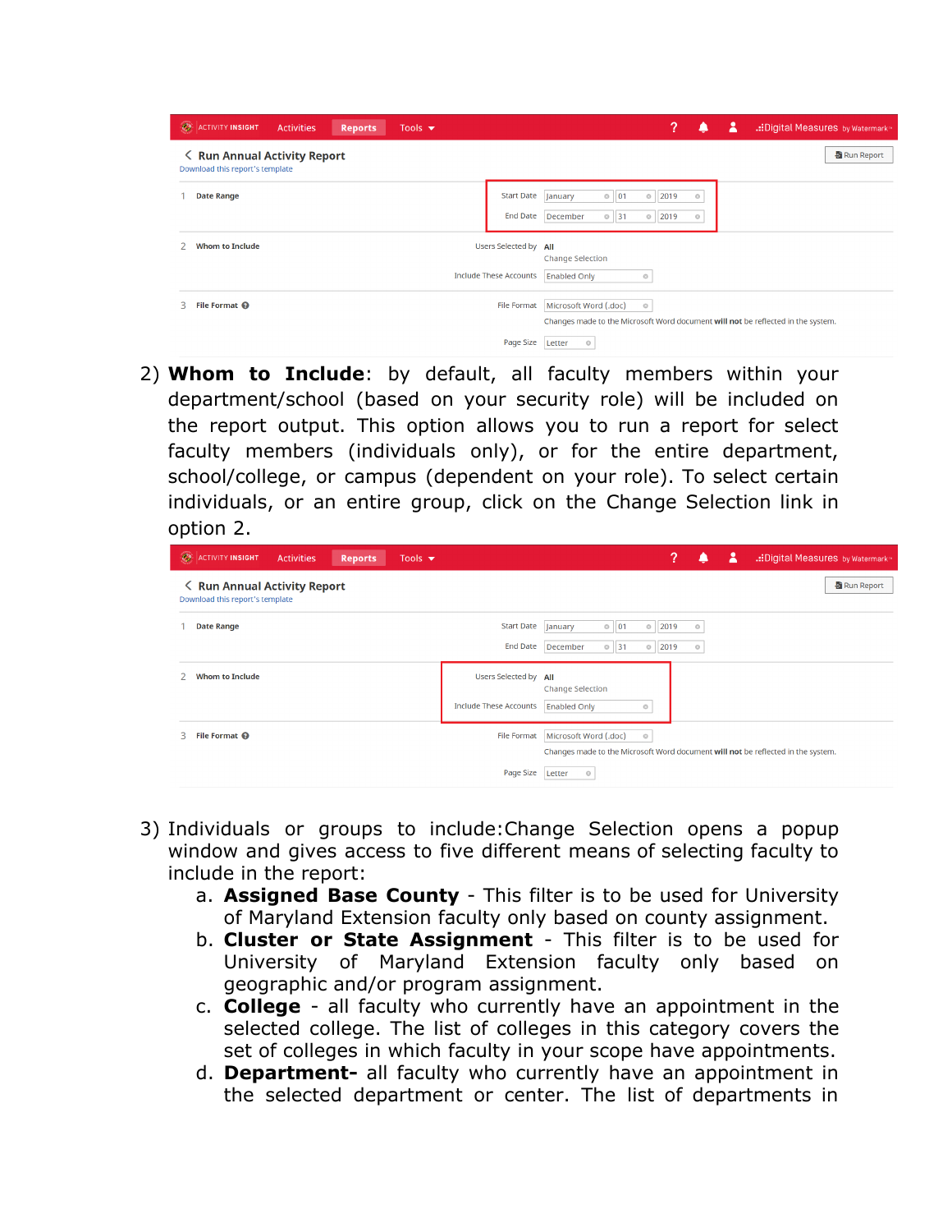2) **Whom to Include**: by default, all faculty members within your department/school (based on your security role) will be included on the report output. This option allows you to run a report for select faculty members (individuals only), or for the entire department, school/college, or campus (dependent on your role). To select certain individuals, or an entire group, click on the Change Selection link in option 2.

3) Individuals or groups to include:Change Selection opens a popup window and gives access to five different means of selecting faculty to include in the report:
   a. **Assigned Base County** - This filter is to be used for University of Maryland Extension faculty only based on county assignment.
   b. **Cluster or State Assignment** - This filter is to be used for University of Maryland Extension faculty only based on geographic and/or program assignment.
   c. **College** - all faculty who currently have an appointment in the selected college. The list of colleges in this category covers the set of colleges in which faculty in your scope have appointments.
   d. **Department-** all faculty who currently have an appointment in the selected department or center. The list of departments in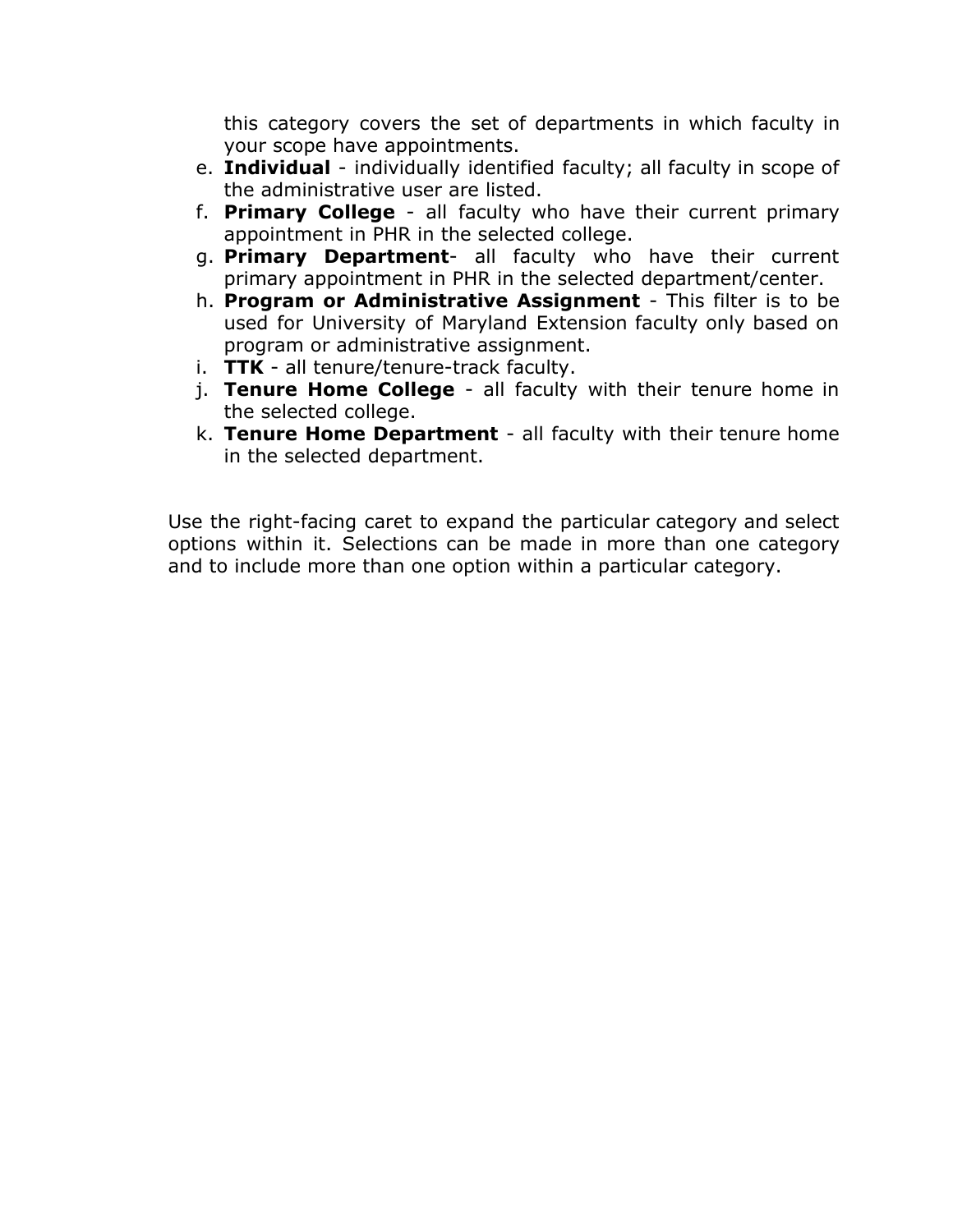this category covers the set of departments in which faculty in your scope have appointments.

e. **Individual** - individually identified faculty; all faculty in scope of the administrative user are listed.
f. **Primary College** - all faculty who have their current primary appointment in PHR in the selected college.
g. **Primary Department**- all faculty who have their current primary appointment in PHR in the selected department/center.
h. **Program or Administrative Assignment** - This filter is to be used for University of Maryland Extension faculty only based on program or administrative assignment.
i. **TTK** - all tenure/tenure-track faculty.
j. **Tenure Home College** - all faculty with their tenure home in the selected college.
k. **Tenure Home Department** - all faculty with their tenure home in the selected department.

Use the right-facing caret to expand the particular category and select options within it. Selections can be made in more than one category and to include more than one option within a particular category.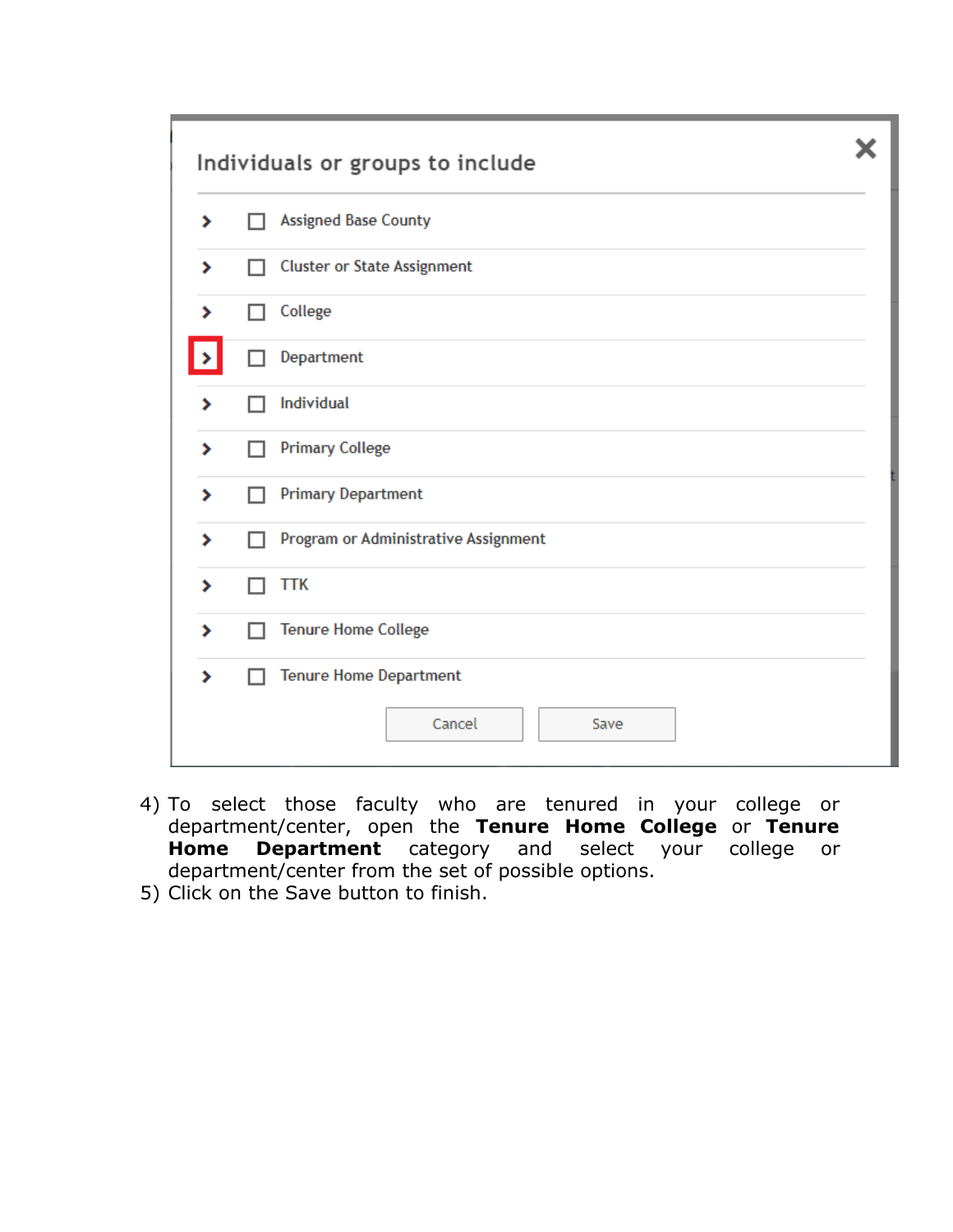4) To select those faculty who are tenured in your college or department/center, open the **Tenure Home College** or **Tenure Home Department** category and select your college or department/center from the set of possible options.
5) Click on the Save button to finish.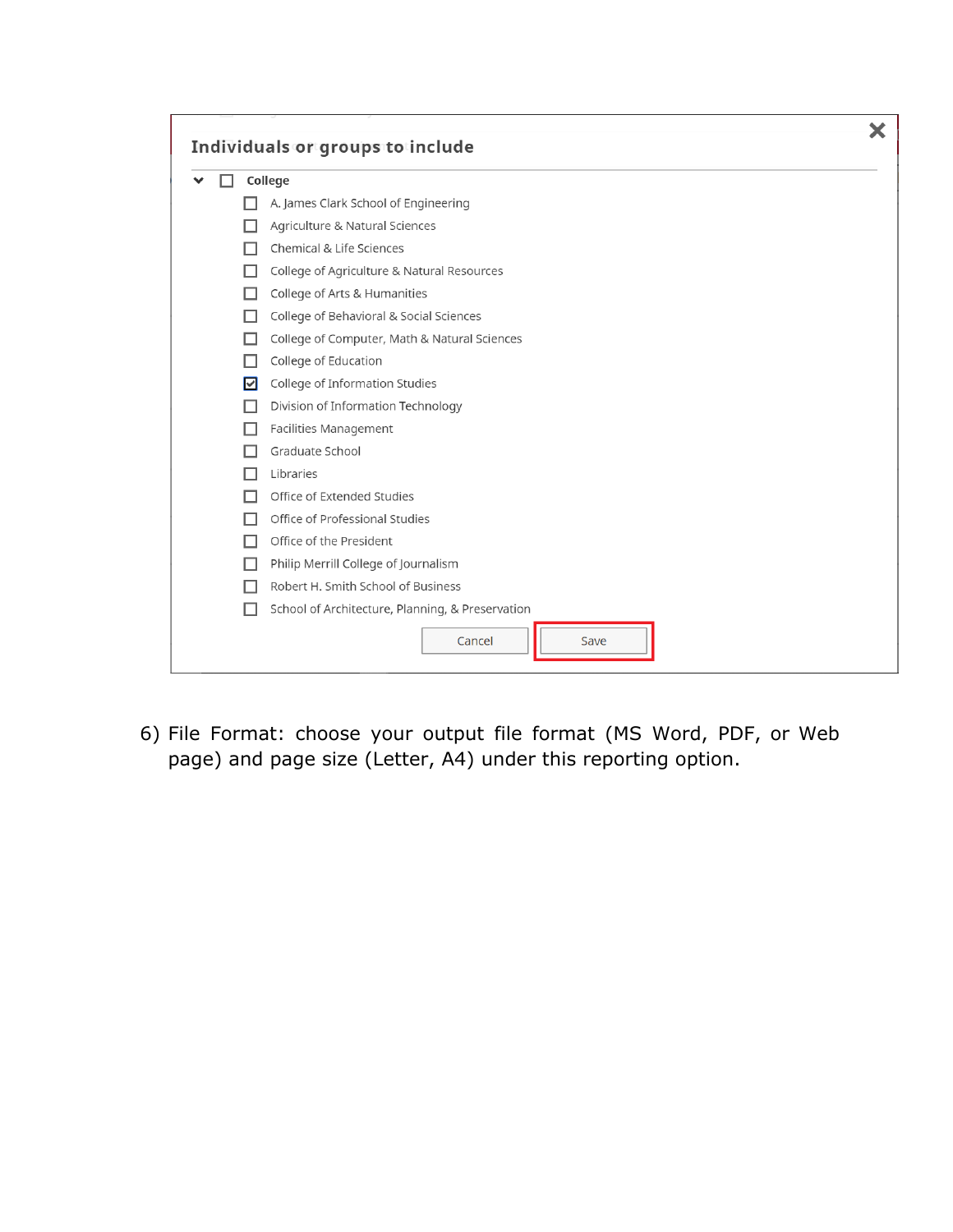**Individuals or groups to include**

- [ ] College
  - [ ] A. James Clark School of Engineering
  - [ ] Agriculture & Natural Sciences
  - [ ] Chemical & Life Sciences
  - [ ] College of Agriculture & Natural Resources
  - [ ] College of Arts & Humanities
  - [ ] College of Behavioral & Social Sciences
  - [ ] College of Computer, Math & Natural Sciences
  - [ ] College of Education
  - [x] College of Information Studies
  - [ ] Division of Information Technology
  - [ ] Facilities Management
  - [ ] Graduate School
  - [ ] Libraries
  - [ ] Office of Extended Studies
  - [ ] Office of Professional Studies
  - [ ] Office of the President
  - [ ] Philip Merrill College of Journalism
  - [ ] Robert H. Smith School of Business
  - [ ] School of Architecture, Planning, & Preservation

Cancel | Save

6) File Format: choose your output file format (MS Word, PDF, or Web page) and page size (Letter, A4) under this reporting option.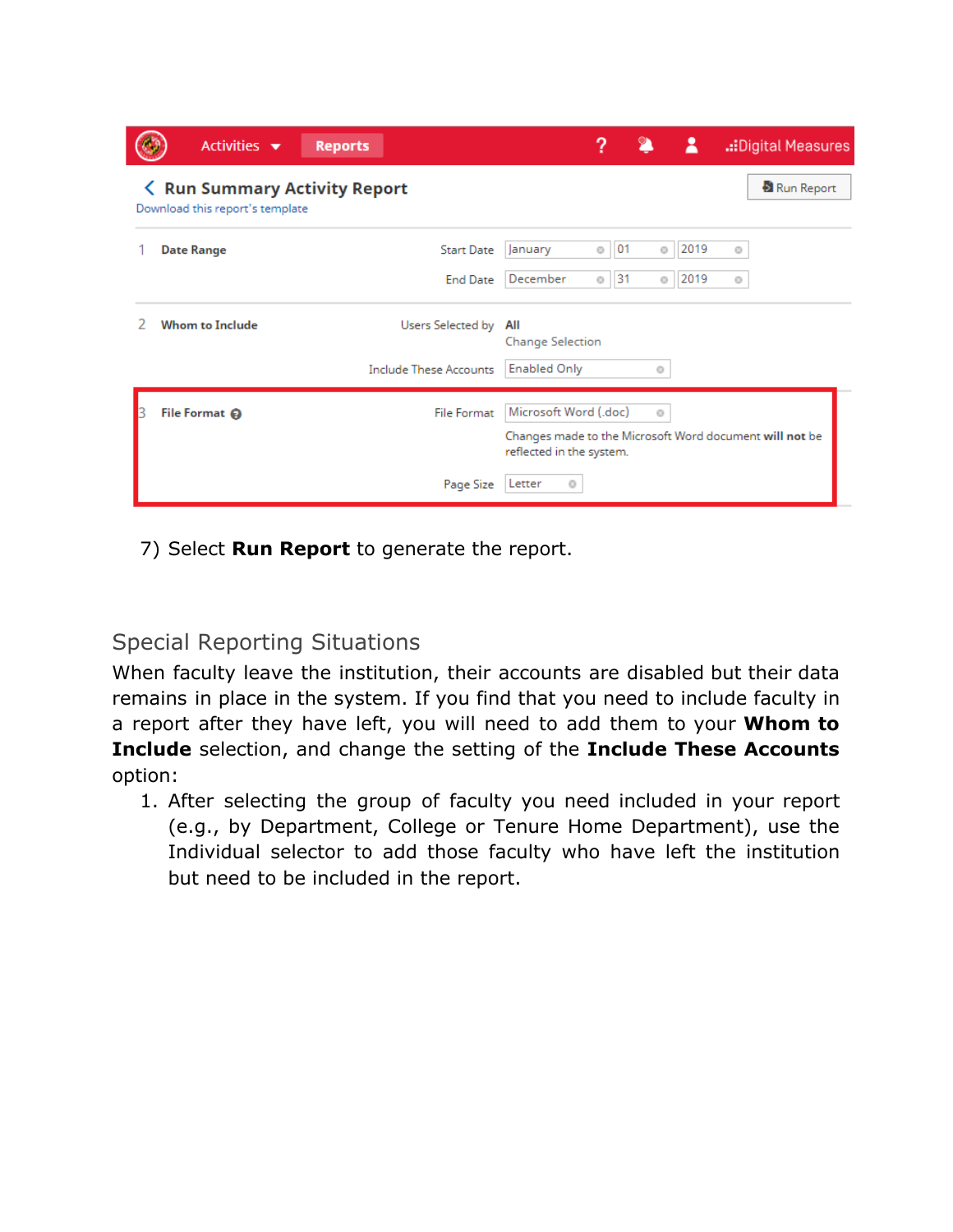7) Select **Run Report** to generate the report.

## Special Reporting Situations

When faculty leave the institution, their accounts are disabled but their data remains in place in the system. If you find that you need to include faculty in a report after they have left, you will need to add them to your **Whom to Include** selection, and change the setting of the **Include These Accounts** option:

1. After selecting the group of faculty you need included in your report (e.g., by Department, College or Tenure Home Department), use the Individual selector to add those faculty who have left the institution but need to be included in the report.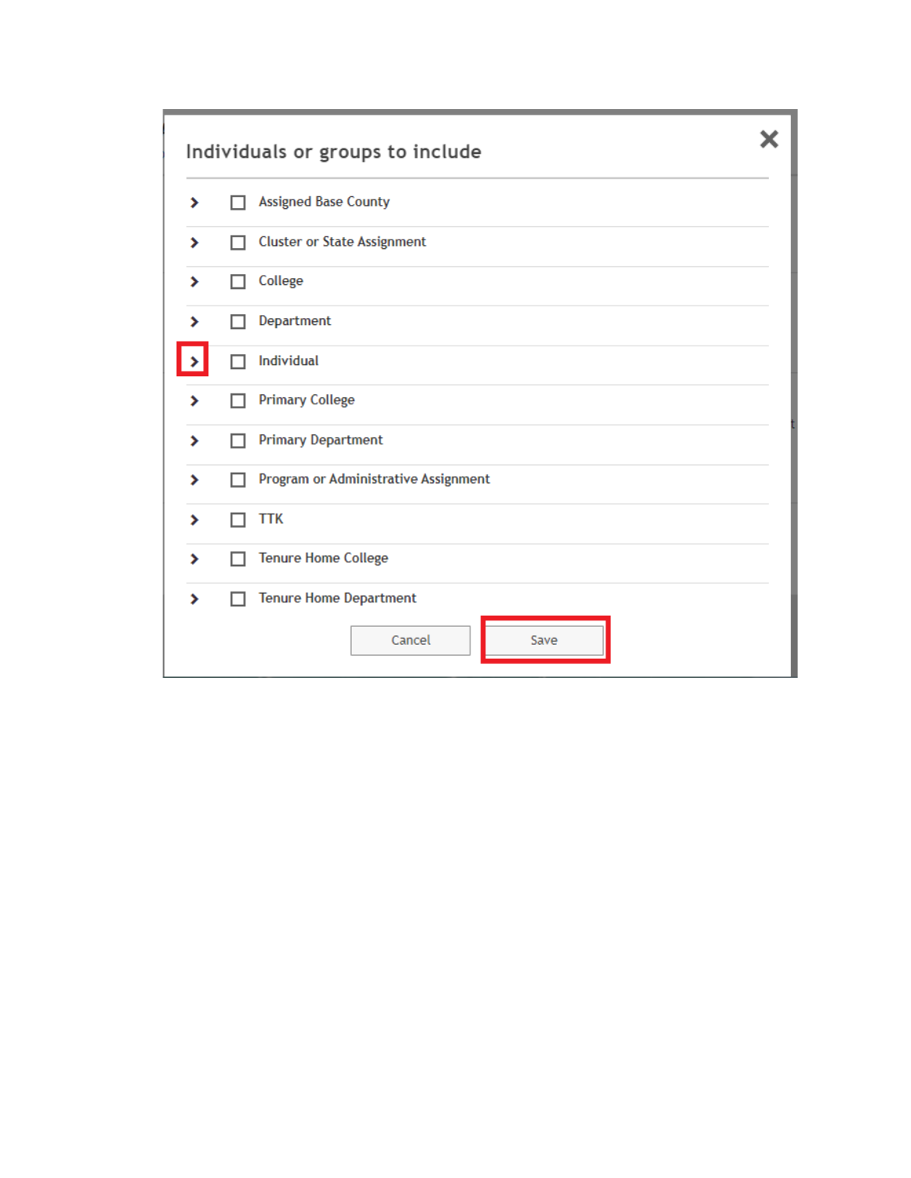## Individuals or groups to include

- Assigned Base County
- Cluster or State Assignment
- College
- Department
- Individual
- Primary College
- Primary Department
- Program or Administrative Assignment
- TTK
- Tenure Home College
- Tenure Home Department

Cancel | Save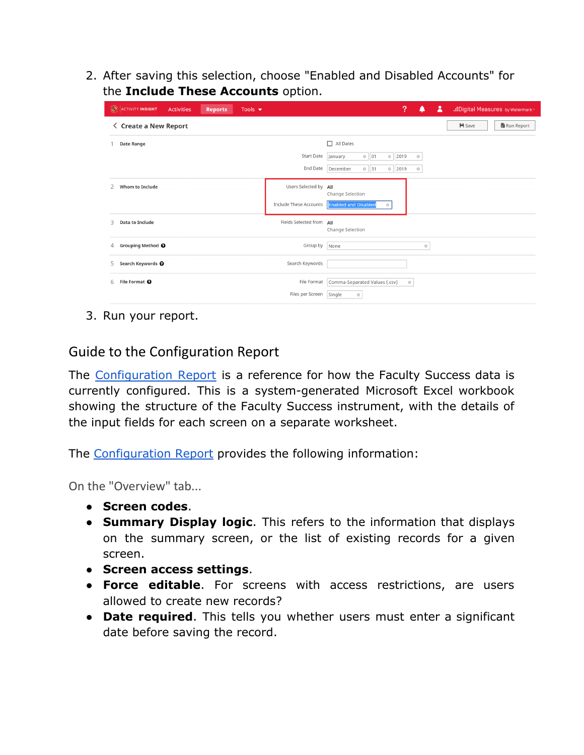2. After saving this selection, choose "Enabled and Disabled Accounts" for the **Include These Accounts** option.

3. Run your report.

## Guide to the Configuration Report

The [Configuration Report](#) is a reference for how the Faculty Success data is currently configured. This is a system-generated Microsoft Excel workbook showing the structure of the Faculty Success instrument, with the details of the input fields for each screen on a separate worksheet.

The [Configuration Report](#) provides the following information:

### On the "Overview" tab...

- **Screen codes**.
- **Summary Display logic**. This refers to the information that displays on the summary screen, or the list of existing records for a given screen.
- **Screen access settings**.
- **Force editable**. For screens with access restrictions, are users allowed to create new records?
- **Date required**. This tells you whether users must enter a significant date before saving the record.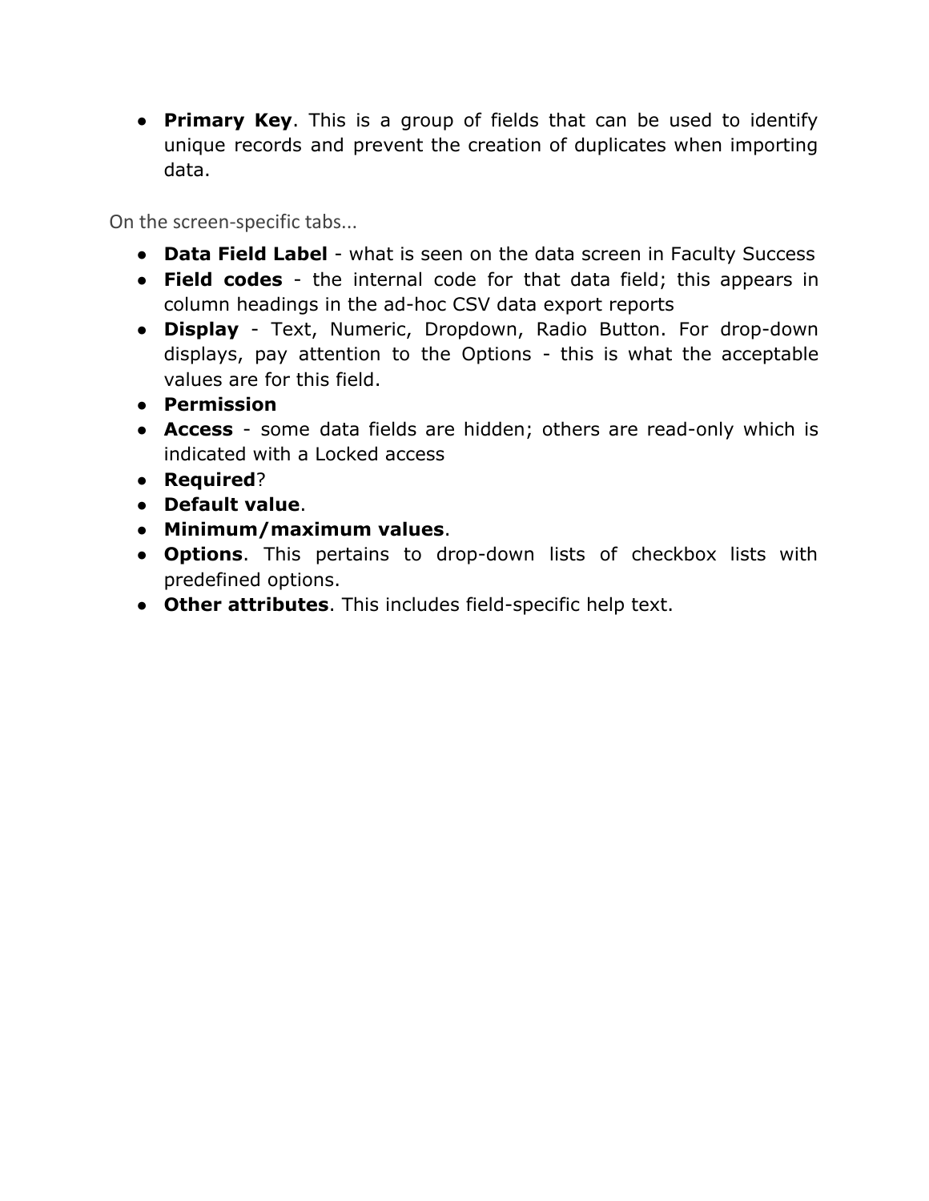- **Primary Key**. This is a group of fields that can be used to identify unique records and prevent the creation of duplicates when importing data.

On the screen-specific tabs...

- **Data Field Label** - what is seen on the data screen in Faculty Success
- **Field codes** - the internal code for that data field; this appears in column headings in the ad-hoc CSV data export reports
- **Display** - Text, Numeric, Dropdown, Radio Button. For drop-down displays, pay attention to the Options - this is what the acceptable values are for this field.
- **Permission**
- **Access** - some data fields are hidden; others are read-only which is indicated with a Locked access
- **Required**?
- **Default value**.
- **Minimum/maximum values**.
- **Options**. This pertains to drop-down lists of checkbox lists with predefined options.
- **Other attributes**. This includes field-specific help text.